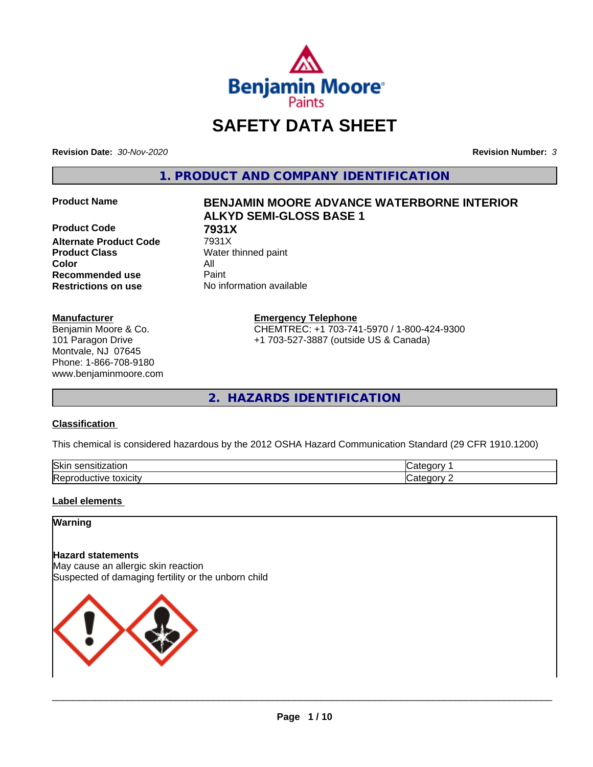# SAFETY DATA SHEET

**Revision Date:** *30-Nov-2020*

**Revision Number:** *3*

## 1. PRODUCT AND COMPANY IDENTIFICATION

| | |
|---|---|
| **Product Name** | **BENJAMIN MOORE ADVANCE WATERBORNE INTERIOR ALKYD SEMI-GLOSS BASE 1** |
| **Product Code** | **7931X** |
| **Alternate Product Code** | 7931X |
| **Product Class** | Water thinned paint |
| **Color** | All |
| **Recommended use** | Paint |
| **Restrictions on use** | No information available |

**Manufacturer**
Benjamin Moore & Co.
101 Paragon Drive
Montvale, NJ 07645
Phone: 1-866-708-9180
www.benjaminmoore.com

**Emergency Telephone**
CHEMTREC: +1 703-741-5970 / 1-800-424-9300
+1 703-527-3887 (outside US & Canada)

## 2. HAZARDS IDENTIFICATION

### Classification

This chemical is considered hazardous by the 2012 OSHA Hazard Communication Standard (29 CFR 1910.1200)

| | |
|---|---|
| Skin sensitization | Category 1 |
| Reproductive toxicity | Category 2 |

### Label elements

**Warning**

**Hazard statements**
May cause an allergic skin reaction
Suspected of damaging fertility or the unborn child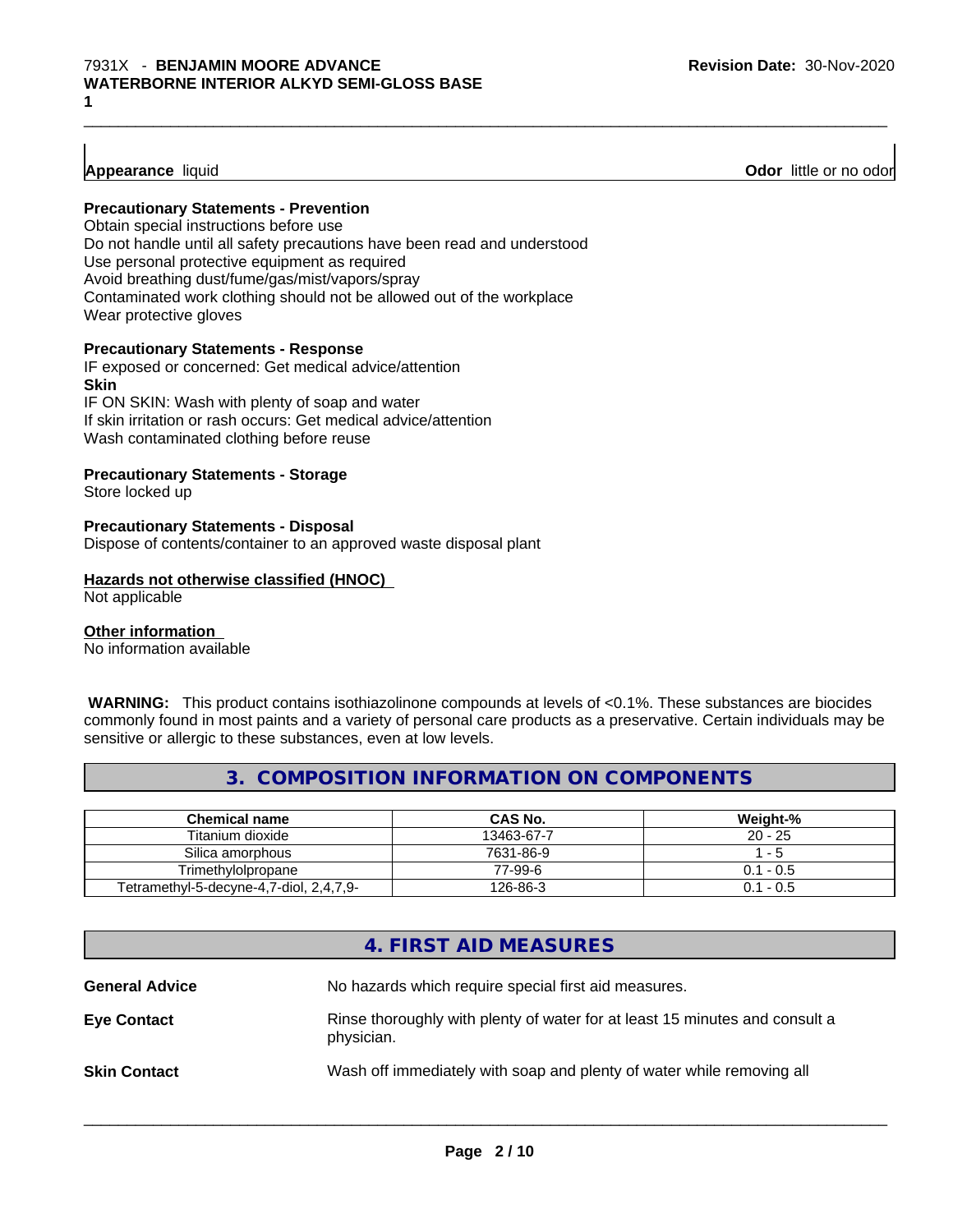**Appearance** liquid **Odor** little or no odor

**Precautionary Statements - Prevention**

Obtain special instructions before use
Do not handle until all safety precautions have been read and understood
Use personal protective equipment as required
Avoid breathing dust/fume/gas/mist/vapors/spray
Contaminated work clothing should not be allowed out of the workplace
Wear protective gloves

**Precautionary Statements - Response**

IF exposed or concerned: Get medical advice/attention
**Skin**
IF ON SKIN: Wash with plenty of soap and water
If skin irritation or rash occurs: Get medical advice/attention
Wash contaminated clothing before reuse

**Precautionary Statements - Storage**

Store locked up

**Precautionary Statements - Disposal**

Dispose of contents/container to an approved waste disposal plant

**Hazards not otherwise classified (HNOC)**

Not applicable

**Other information**

No information available

**WARNING:** This product contains isothiazolinone compounds at levels of <0.1%. These substances are biocides commonly found in most paints and a variety of personal care products as a preservative. Certain individuals may be sensitive or allergic to these substances, even at low levels.

## 3. COMPOSITION INFORMATION ON COMPONENTS

| Chemical name | CAS No. | Weight-% |
|---|---|---|
| Titanium dioxide | 13463-67-7 | 20 - 25 |
| Silica amorphous | 7631-86-9 | 1 - 5 |
| Trimethylolpropane | 77-99-6 | 0.1 - 0.5 |
| Tetramethyl-5-decyne-4,7-diol, 2,4,7,9- | 126-86-3 | 0.1 - 0.5 |

## 4. FIRST AID MEASURES

**General Advice** No hazards which require special first aid measures.

**Eye Contact** Rinse thoroughly with plenty of water for at least 15 minutes and consult a physician.

**Skin Contact** Wash off immediately with soap and plenty of water while removing all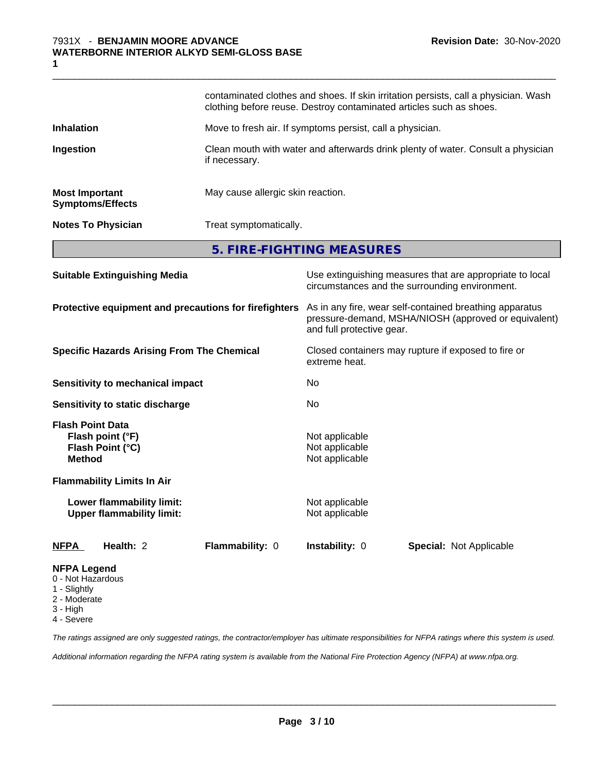| | |
|---|---|
| | contaminated clothes and shoes. If skin irritation persists, call a physician. Wash clothing before reuse. Destroy contaminated articles such as shoes. |
| **Inhalation** | Move to fresh air. If symptoms persist, call a physician. |
| **Ingestion** | Clean mouth with water and afterwards drink plenty of water. Consult a physician if necessary. |
| **Most Important Symptoms/Effects** | May cause allergic skin reaction. |
| **Notes To Physician** | Treat symptomatically. |

## 5. FIRE-FIGHTING MEASURES

| | |
|---|---|
| **Suitable Extinguishing Media** | Use extinguishing measures that are appropriate to local circumstances and the surrounding environment. |
| **Protective equipment and precautions for firefighters** | As in any fire, wear self-contained breathing apparatus pressure-demand, MSHA/NIOSH (approved or equivalent) and full protective gear. |
| **Specific Hazards Arising From The Chemical** | Closed containers may rupture if exposed to fire or extreme heat. |
| **Sensitivity to mechanical impact** | No |
| **Sensitivity to static discharge** | No |
| **Flash Point Data** | |
| **Flash point (°F)** | Not applicable |
| **Flash Point (°C)** | Not applicable |
| **Method** | Not applicable |
| **Flammability Limits In Air** | |
| **Lower flammability limit:** | Not applicable |
| **Upper flammability limit:** | Not applicable |

| **NFPA** | **Health:** 2 | **Flammability:** 0 | **Instability:** 0 | **Special:** Not Applicable |
|---|---|---|---|---|

**NFPA Legend**

- 0 - Not Hazardous
- 1 - Slightly
- 2 - Moderate
- 3 - High
- 4 - Severe

*The ratings assigned are only suggested ratings, the contractor/employer has ultimate responsibilities for NFPA ratings where this system is used.*

*Additional information regarding the NFPA rating system is available from the National Fire Protection Agency (NFPA) at www.nfpa.org.*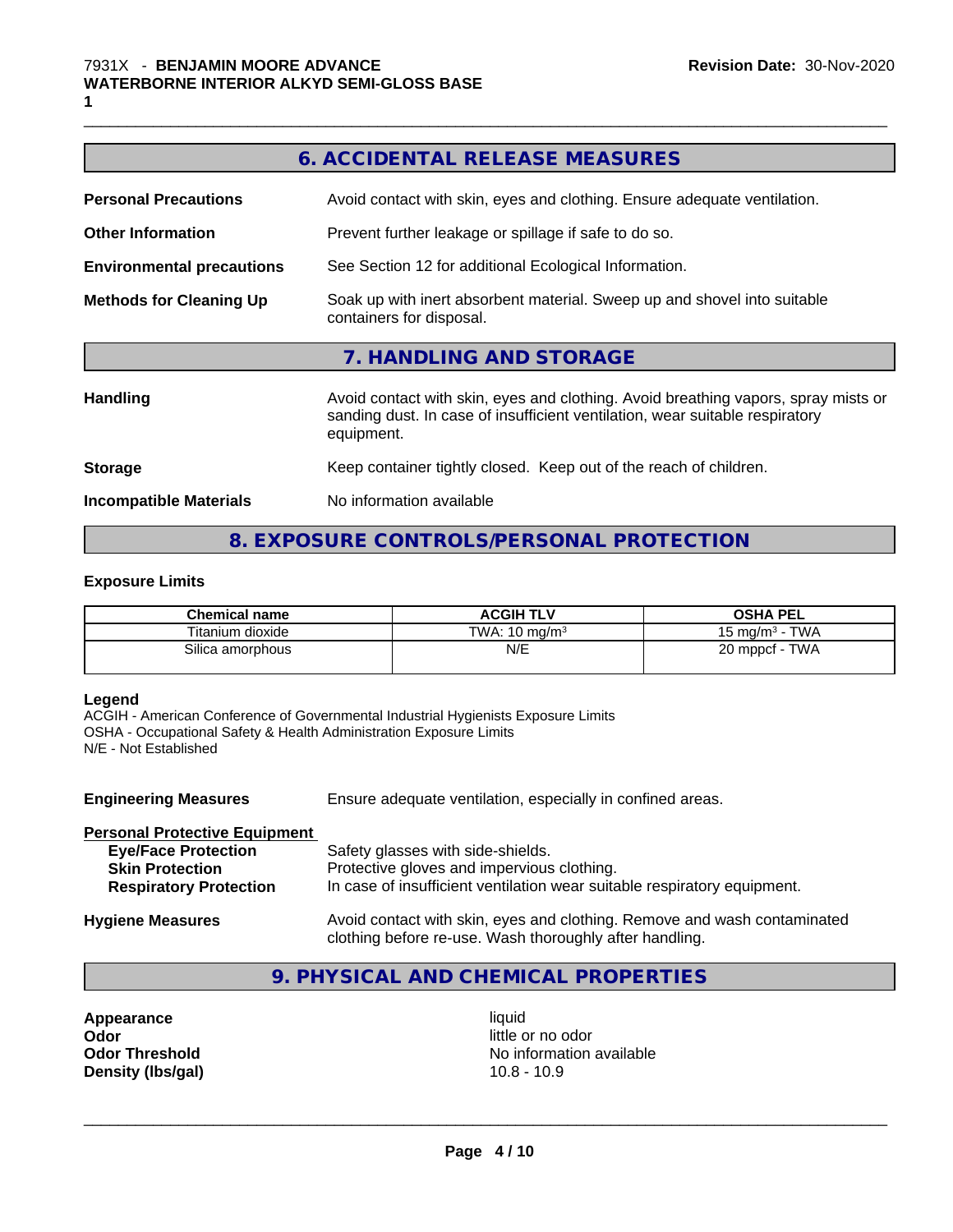## 6. ACCIDENTAL RELEASE MEASURES

**Personal Precautions** Avoid contact with skin, eyes and clothing. Ensure adequate ventilation.

**Other Information** Prevent further leakage or spillage if safe to do so.

**Environmental precautions** See Section 12 for additional Ecological Information.

**Methods for Cleaning Up** Soak up with inert absorbent material. Sweep up and shovel into suitable containers for disposal.

## 7. HANDLING AND STORAGE

**Handling** Avoid contact with skin, eyes and clothing. Avoid breathing vapors, spray mists or sanding dust. In case of insufficient ventilation, wear suitable respiratory equipment.

**Storage** Keep container tightly closed. Keep out of the reach of children.

**Incompatible Materials** No information available

## 8. EXPOSURE CONTROLS/PERSONAL PROTECTION

### Exposure Limits

| Chemical name | ACGIH TLV | OSHA PEL |
|---|---|---|
| Titanium dioxide | TWA: 10 $mg/m^3$ | 15 $mg/m^3$ - TWA |
| Silica amorphous | N/E | 20 mppcf - TWA |

**Legend**
ACGIH - American Conference of Governmental Industrial Hygienists Exposure Limits
OSHA - Occupational Safety & Health Administration Exposure Limits
N/E - Not Established

**Engineering Measures** Ensure adequate ventilation, especially in confined areas.

**Personal Protective Equipment**
- **Eye/Face Protection** Safety glasses with side-shields.
- **Skin Protection** Protective gloves and impervious clothing.
- **Respiratory Protection** In case of insufficient ventilation wear suitable respiratory equipment.

**Hygiene Measures** Avoid contact with skin, eyes and clothing. Remove and wash contaminated clothing before re-use. Wash thoroughly after handling.

## 9. PHYSICAL AND CHEMICAL PROPERTIES

**Appearance** liquid
**Odor** little or no odor
**Odor Threshold** No information available
**Density (lbs/gal)** 10.8 - 10.9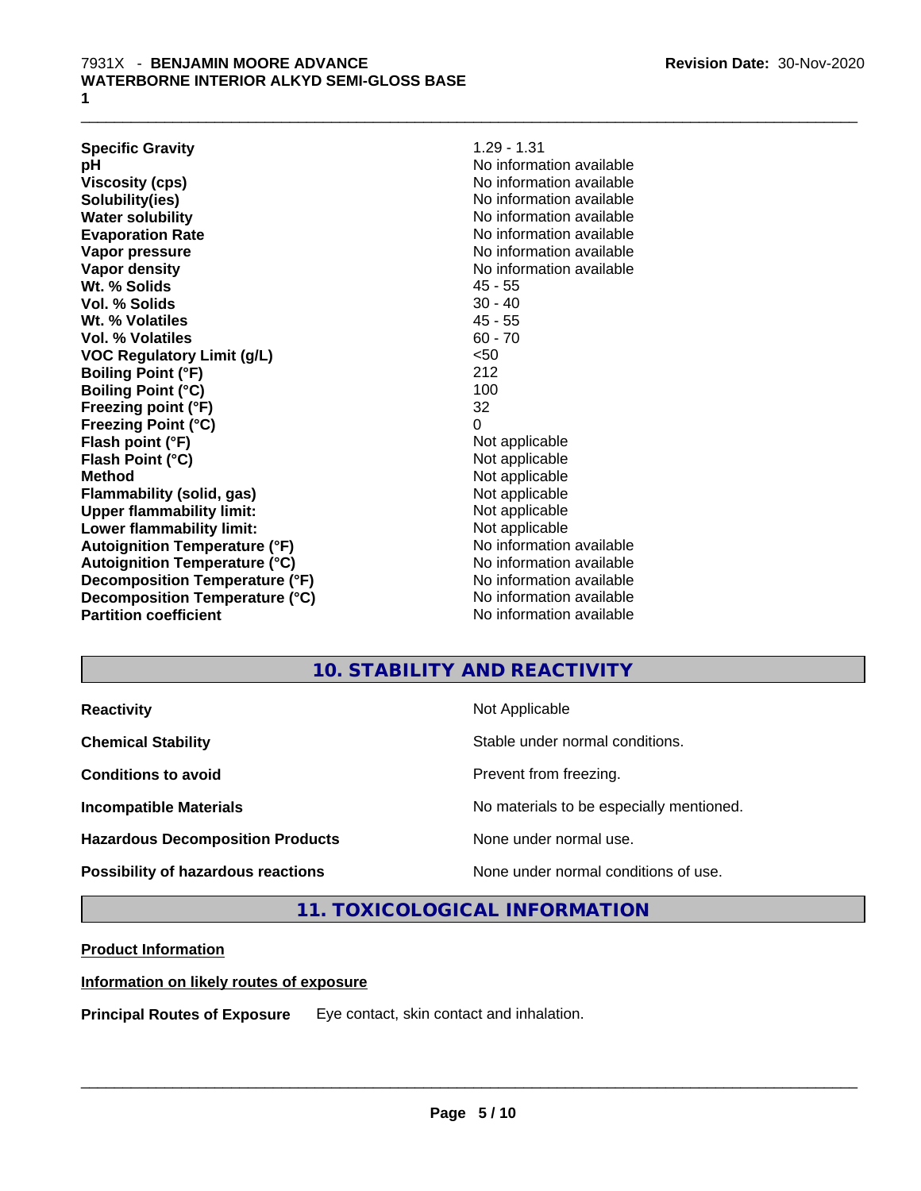| | |
|---|---|
| **Specific Gravity** | 1.29 - 1.31 |
| **pH** | No information available |
| **Viscosity (cps)** | No information available |
| **Solubility(ies)** | No information available |
| **Water solubility** | No information available |
| **Evaporation Rate** | No information available |
| **Vapor pressure** | No information available |
| **Vapor density** | No information available |
| **Wt. % Solids** | 45 - 55 |
| **Vol. % Solids** | 30 - 40 |
| **Wt. % Volatiles** | 45 - 55 |
| **Vol. % Volatiles** | 60 - 70 |
| **VOC Regulatory Limit (g/L)** | <50 |
| **Boiling Point (°F)** | 212 |
| **Boiling Point (°C)** | 100 |
| **Freezing point (°F)** | 32 |
| **Freezing Point (°C)** | 0 |
| **Flash point (°F)** | Not applicable |
| **Flash Point (°C)** | Not applicable |
| **Method** | Not applicable |
| **Flammability (solid, gas)** | Not applicable |
| **Upper flammability limit:** | Not applicable |
| **Lower flammability limit:** | Not applicable |
| **Autoignition Temperature (°F)** | No information available |
| **Autoignition Temperature (°C)** | No information available |
| **Decomposition Temperature (°F)** | No information available |
| **Decomposition Temperature (°C)** | No information available |
| **Partition coefficient** | No information available |

## 10. STABILITY AND REACTIVITY

| | |
|---|---|
| **Reactivity** | Not Applicable |
| **Chemical Stability** | Stable under normal conditions. |
| **Conditions to avoid** | Prevent from freezing. |
| **Incompatible Materials** | No materials to be especially mentioned. |
| **Hazardous Decomposition Products** | None under normal use. |
| **Possibility of hazardous reactions** | None under normal conditions of use. |

## 11. TOXICOLOGICAL INFORMATION

**Product Information**

**Information on likely routes of exposure**

**Principal Routes of Exposure** Eye contact, skin contact and inhalation.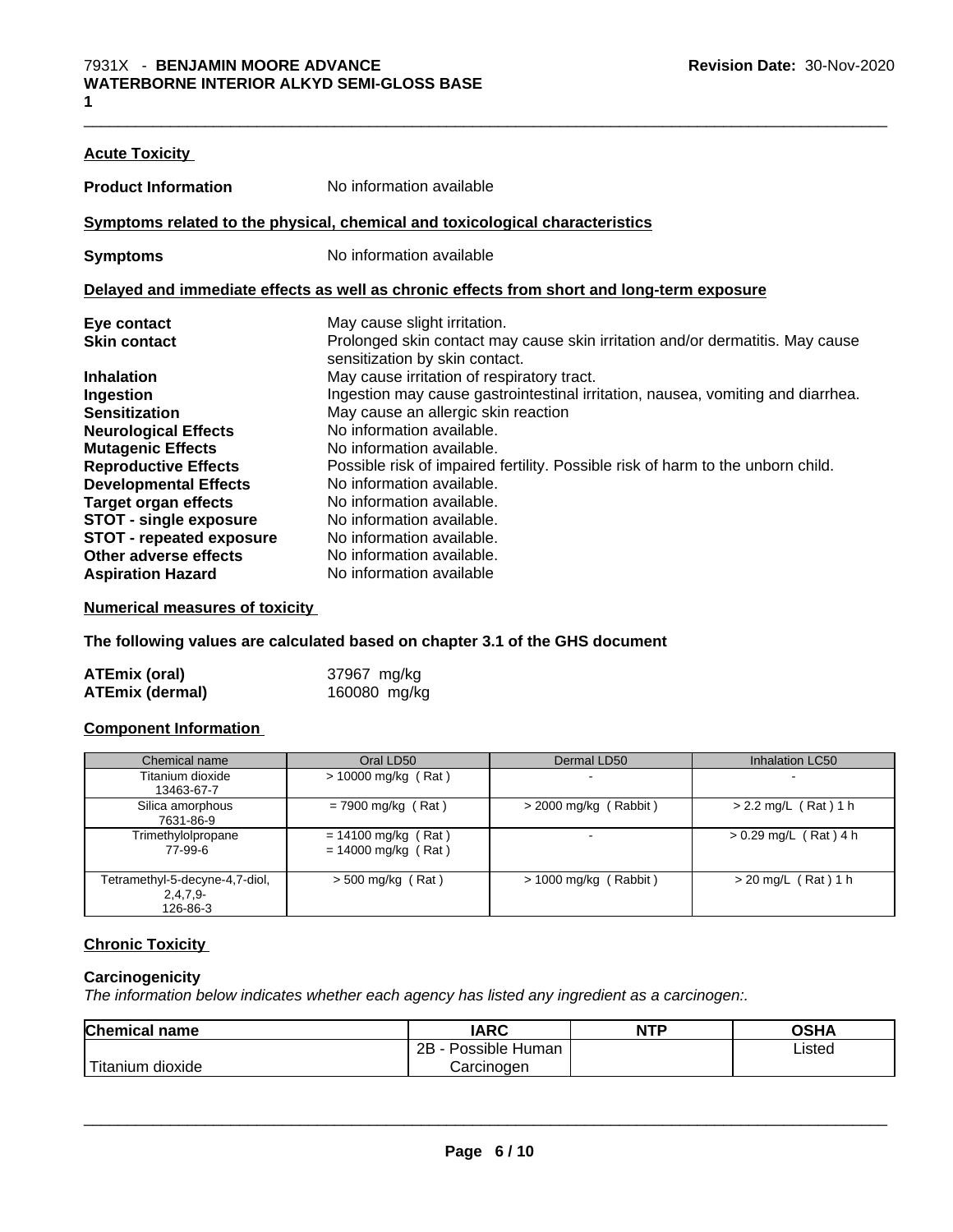### Acute Toxicity

**Product Information** No information available

#### Symptoms related to the physical, chemical and toxicological characteristics

**Symptoms** No information available

#### Delayed and immediate effects as well as chronic effects from short and long-term exposure

**Eye contact** May cause slight irritation.
**Skin contact** Prolonged skin contact may cause skin irritation and/or dermatitis. May cause sensitization by skin contact.
**Inhalation** May cause irritation of respiratory tract.
**Ingestion** Ingestion may cause gastrointestinal irritation, nausea, vomiting and diarrhea.
**Sensitization** May cause an allergic skin reaction
**Neurological Effects** No information available.
**Mutagenic Effects** No information available.
**Reproductive Effects** Possible risk of impaired fertility. Possible risk of harm to the unborn child.
**Developmental Effects** No information available.
**Target organ effects** No information available.
**STOT - single exposure** No information available.
**STOT - repeated exposure** No information available.
**Other adverse effects** No information available.
**Aspiration Hazard** No information available

#### Numerical measures of toxicity

**The following values are calculated based on chapter 3.1 of the GHS document**

**ATEmix (oral)** 37967 mg/kg
**ATEmix (dermal)** 160080 mg/kg

#### Component Information

| Chemical name | Oral LD50 | Dermal LD50 | Inhalation LC50 |
|---|---|---|---|
| Titanium dioxide 13463-67-7 | > 10000 mg/kg ( Rat ) | - | - |
| Silica amorphous 7631-86-9 | = 7900 mg/kg ( Rat ) | > 2000 mg/kg ( Rabbit ) | > 2.2 mg/L ( Rat ) 1 h |
| Trimethylolpropane 77-99-6 | = 14100 mg/kg ( Rat ) = 14000 mg/kg ( Rat ) | - | > 0.29 mg/L ( Rat ) 4 h |
| Tetramethyl-5-decyne-4,7-diol, 2,4,7,9- 126-86-3 | > 500 mg/kg ( Rat ) | > 1000 mg/kg ( Rabbit ) | > 20 mg/L ( Rat ) 1 h |

### Chronic Toxicity

#### Carcinogenicity

*The information below indicates whether each agency has listed any ingredient as a carcinogen:.*

| Chemical name | IARC | NTP | OSHA |
|---|---|---|---|
| Titanium dioxide | 2B - Possible Human Carcinogen | | Listed |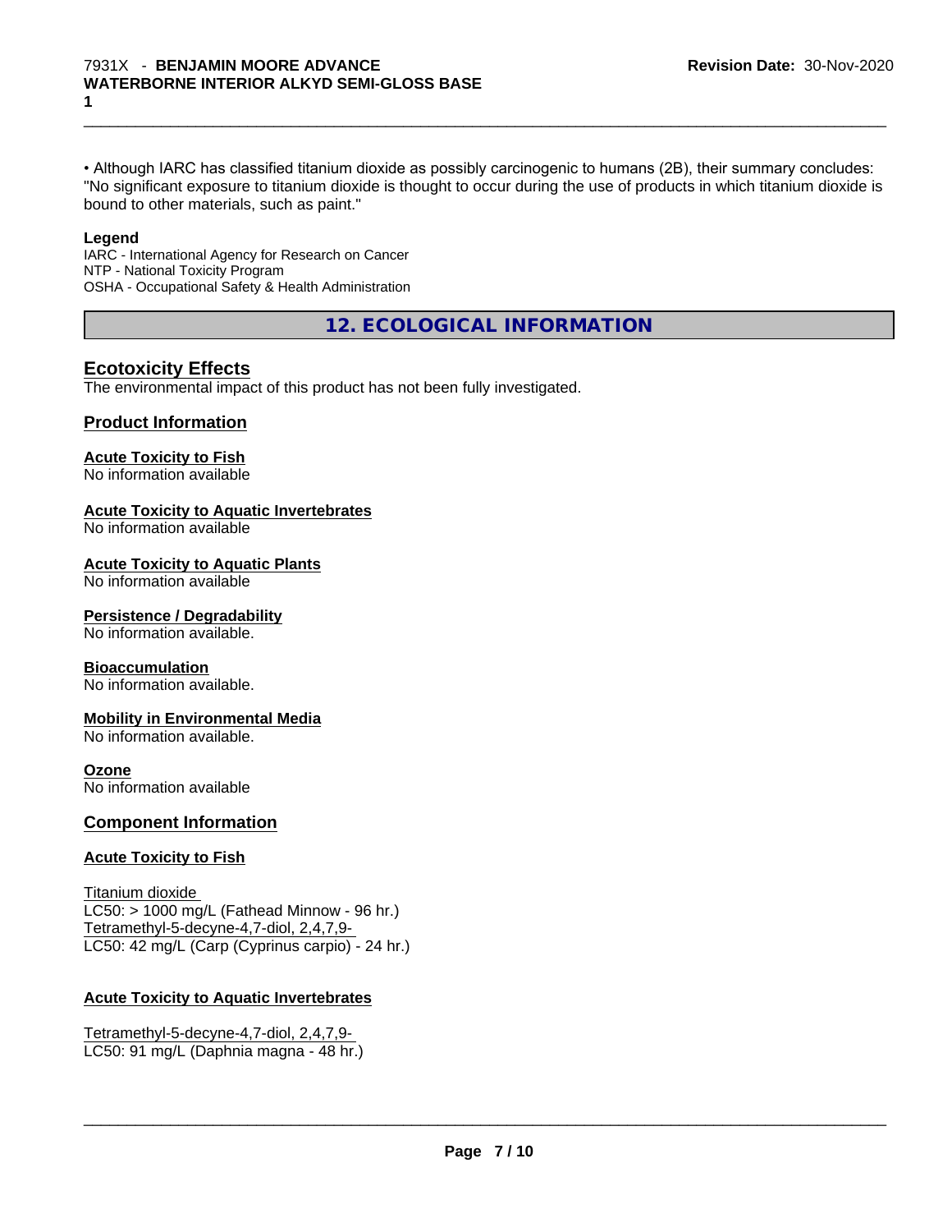• Although IARC has classified titanium dioxide as possibly carcinogenic to humans (2B), their summary concludes: "No significant exposure to titanium dioxide is thought to occur during the use of products in which titanium dioxide is bound to other materials, such as paint."

**Legend**

IARC - International Agency for Research on Cancer
NTP - National Toxicity Program
OSHA - Occupational Safety & Health Administration

## 12. ECOLOGICAL INFORMATION

### Ecotoxicity Effects

The environmental impact of this product has not been fully investigated.

### Product Information

**Acute Toxicity to Fish**
No information available

**Acute Toxicity to Aquatic Invertebrates**
No information available

**Acute Toxicity to Aquatic Plants**
No information available

**Persistence / Degradability**
No information available.

**Bioaccumulation**
No information available.

**Mobility in Environmental Media**
No information available.

**Ozone**
No information available

### Component Information

**Acute Toxicity to Fish**

Titanium dioxide
LC50: > 1000 mg/L (Fathead Minnow - 96 hr.)
Tetramethyl-5-decyne-4,7-diol, 2,4,7,9-
LC50: 42 mg/L (Carp (Cyprinus carpio) - 24 hr.)

**Acute Toxicity to Aquatic Invertebrates**

Tetramethyl-5-decyne-4,7-diol, 2,4,7,9-
LC50: 91 mg/L (Daphnia magna - 48 hr.)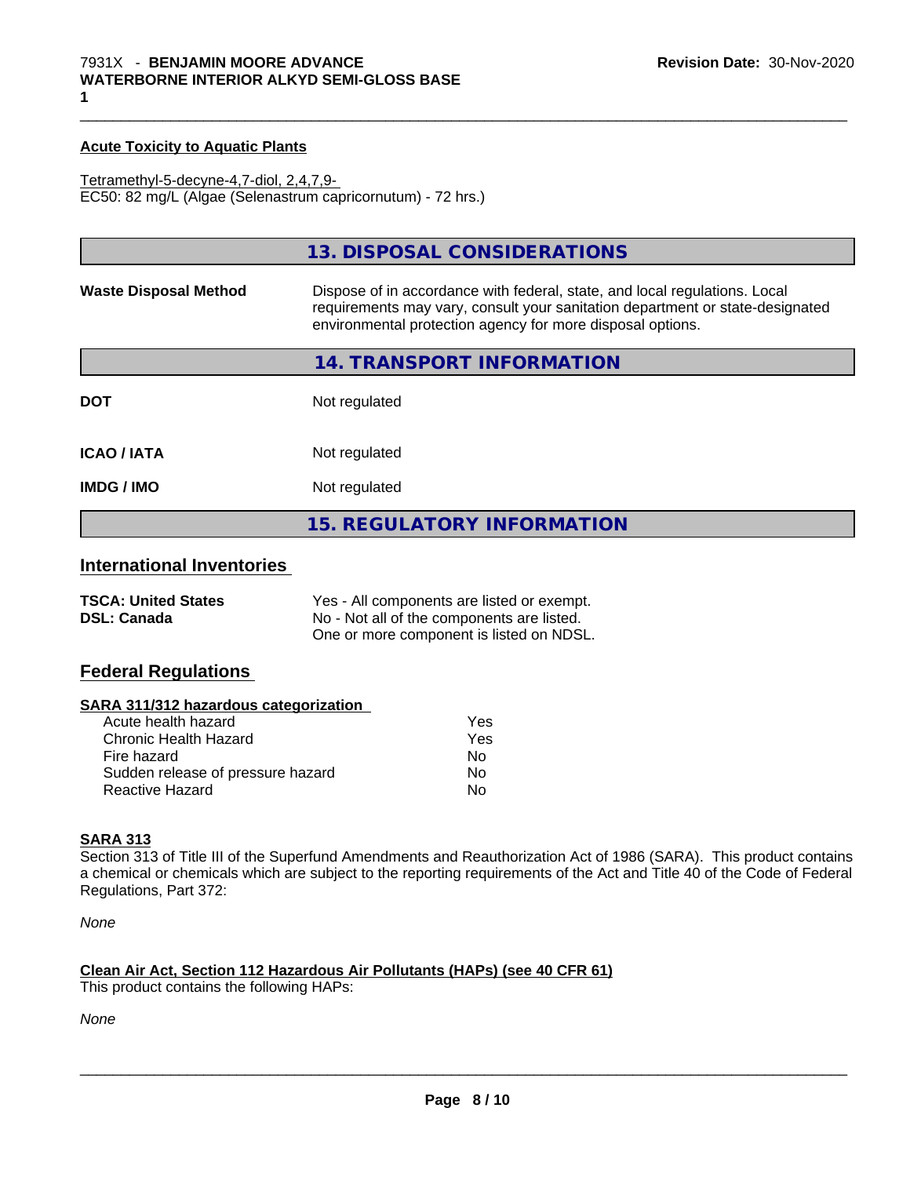#### Acute Toxicity to Aquatic Plants

Tetramethyl-5-decyne-4,7-diol, 2,4,7,9-
EC50: 82 mg/L (Algae (Selenastrum capricornutum) - 72 hrs.)

## 13. DISPOSAL CONSIDERATIONS

| | |
|---|---|
| **Waste Disposal Method** | Dispose of in accordance with federal, state, and local regulations. Local requirements may vary, consult your sanitation department or state-designated environmental protection agency for more disposal options. |

## 14. TRANSPORT INFORMATION

| | |
|---|---|
| **DOT** | Not regulated |
| **ICAO / IATA** | Not regulated |
| **IMDG / IMO** | Not regulated |

## 15. REGULATORY INFORMATION

### International Inventories

| | |
|---|---|
| **TSCA: United States** | Yes - All components are listed or exempt. |
| **DSL: Canada** | No - Not all of the components are listed. One or more component is listed on NDSL. |

### Federal Regulations

#### SARA 311/312 hazardous categorization

| | |
|---|---|
| Acute health hazard | Yes |
| Chronic Health Hazard | Yes |
| Fire hazard | No |
| Sudden release of pressure hazard | No |
| Reactive Hazard | No |

#### SARA 313

Section 313 of Title III of the Superfund Amendments and Reauthorization Act of 1986 (SARA). This product contains a chemical or chemicals which are subject to the reporting requirements of the Act and Title 40 of the Code of Federal Regulations, Part 372:

*None*

#### Clean Air Act, Section 112 Hazardous Air Pollutants (HAPs) (see 40 CFR 61)

This product contains the following HAPs:

*None*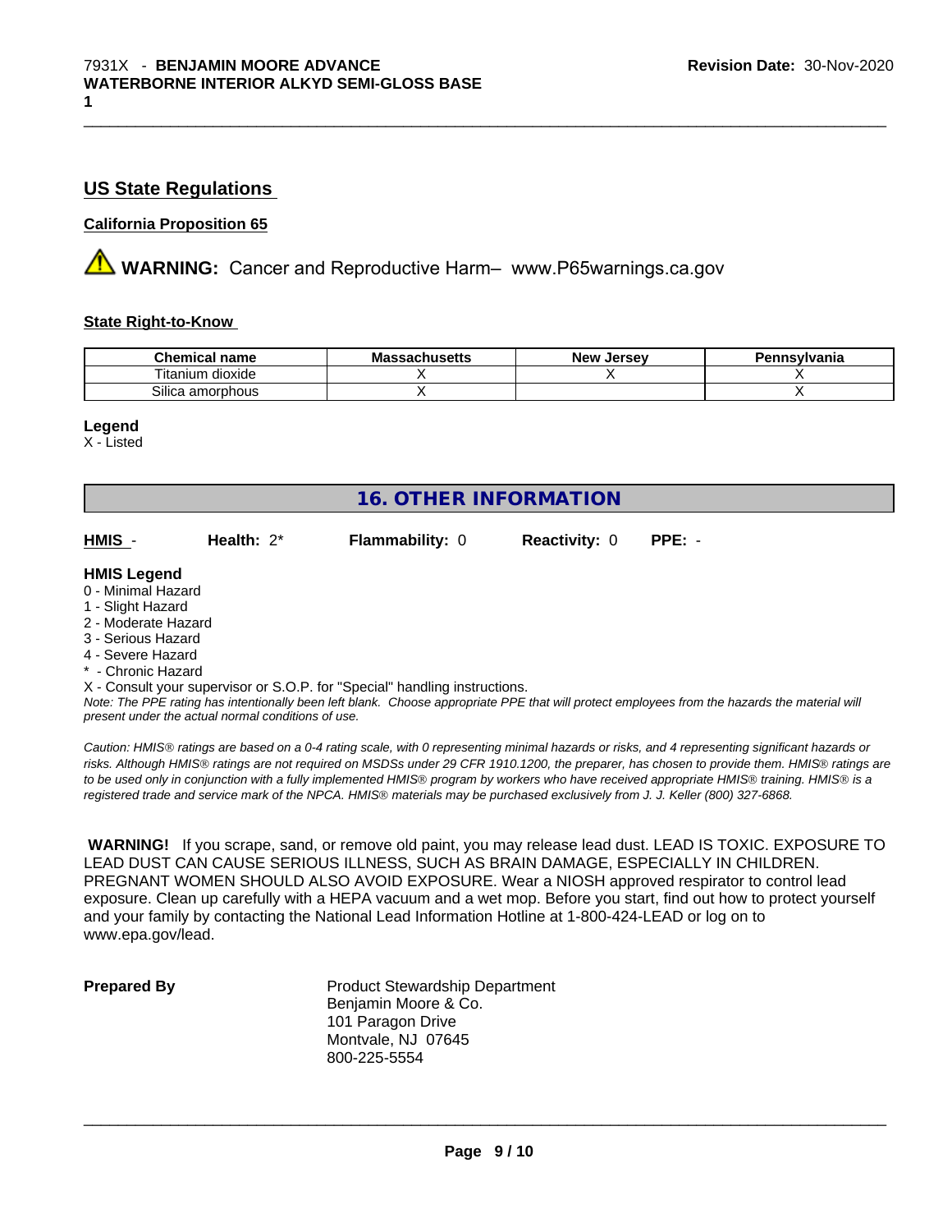## US State Regulations

### California Proposition 65

⚠ **WARNING:** Cancer and Reproductive Harm– www.P65warnings.ca.gov

### State Right-to-Know

| Chemical name | Massachusetts | New Jersey | Pennsylvania |
|---|---|---|---|
| Titanium dioxide | X | X | X |
| Silica amorphous | X | | X |

**Legend**
X - Listed

## 16. OTHER INFORMATION

**HMIS** - **Health:** 2* **Flammability:** 0 **Reactivity:** 0 **PPE:** -

**HMIS Legend**
0 - Minimal Hazard
1 - Slight Hazard
2 - Moderate Hazard
3 - Serious Hazard
4 - Severe Hazard
* - Chronic Hazard
X - Consult your supervisor or S.O.P. for "Special" handling instructions.

*Note: The PPE rating has intentionally been left blank. Choose appropriate PPE that will protect employees from the hazards the material will present under the actual normal conditions of use.*

*Caution: HMIS® ratings are based on a 0-4 rating scale, with 0 representing minimal hazards or risks, and 4 representing significant hazards or risks. Although HMIS® ratings are not required on MSDSs under 29 CFR 1910.1200, the preparer, has chosen to provide them. HMIS® ratings are to be used only in conjunction with a fully implemented HMIS® program by workers who have received appropriate HMIS® training. HMIS® is a registered trade and service mark of the NPCA. HMIS® materials may be purchased exclusively from J. J. Keller (800) 327-6868.*

**WARNING!** If you scrape, sand, or remove old paint, you may release lead dust. LEAD IS TOXIC. EXPOSURE TO LEAD DUST CAN CAUSE SERIOUS ILLNESS, SUCH AS BRAIN DAMAGE, ESPECIALLY IN CHILDREN. PREGNANT WOMEN SHOULD ALSO AVOID EXPOSURE. Wear a NIOSH approved respirator to control lead exposure. Clean up carefully with a HEPA vacuum and a wet mop. Before you start, find out how to protect yourself and your family by contacting the National Lead Information Hotline at 1-800-424-LEAD or log on to www.epa.gov/lead.

**Prepared By**

Product Stewardship Department
Benjamin Moore & Co.
101 Paragon Drive
Montvale, NJ 07645
800-225-5554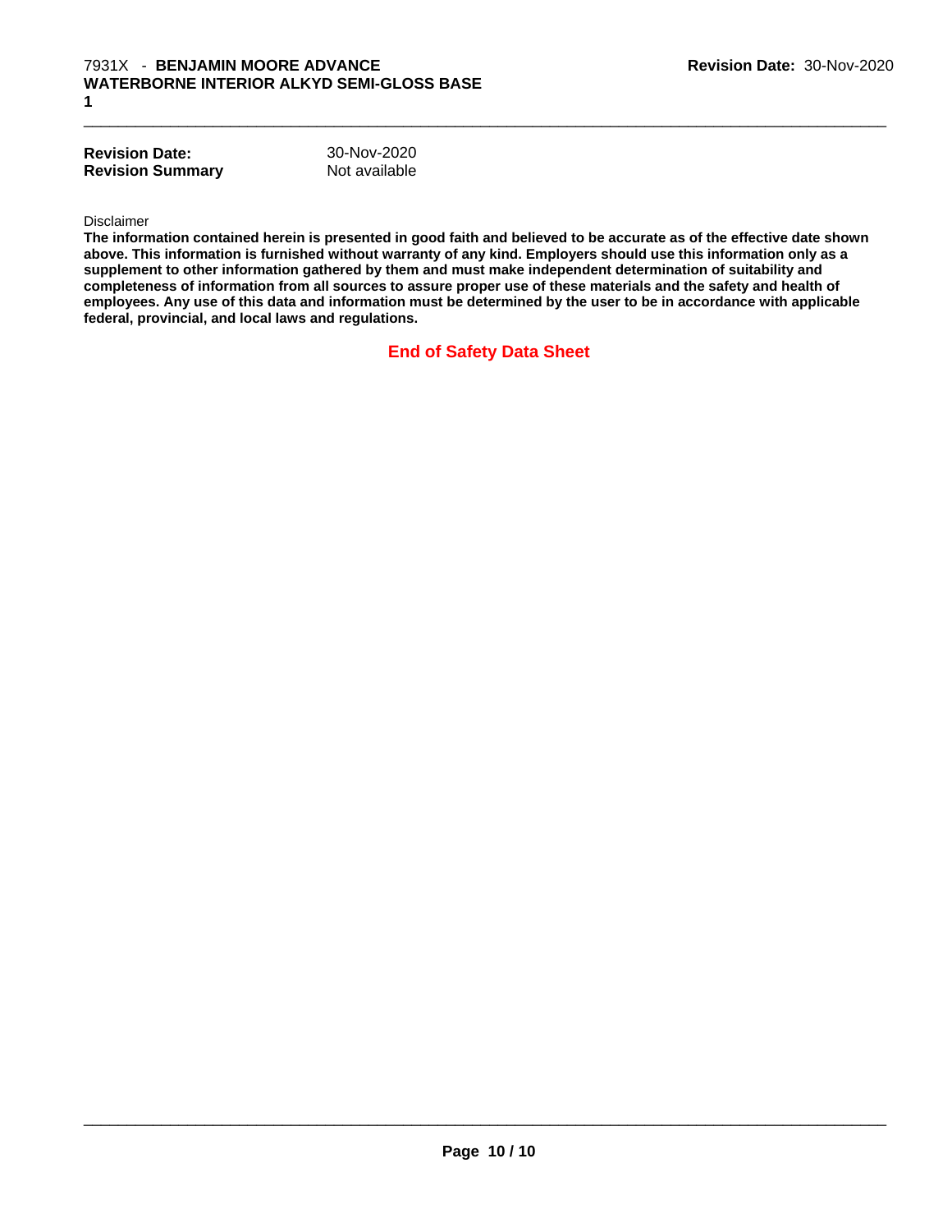| | |
|---|---|
| **Revision Date:** | 30-Nov-2020 |
| **Revision Summary** | Not available |

Disclaimer

**The information contained herein is presented in good faith and believed to be accurate as of the effective date shown above. This information is furnished without warranty of any kind. Employers should use this information only as a supplement to other information gathered by them and must make independent determination of suitability and completeness of information from all sources to assure proper use of these materials and the safety and health of employees. Any use of this data and information must be determined by the user to be in accordance with applicable federal, provincial, and local laws and regulations.**

**End of Safety Data Sheet**